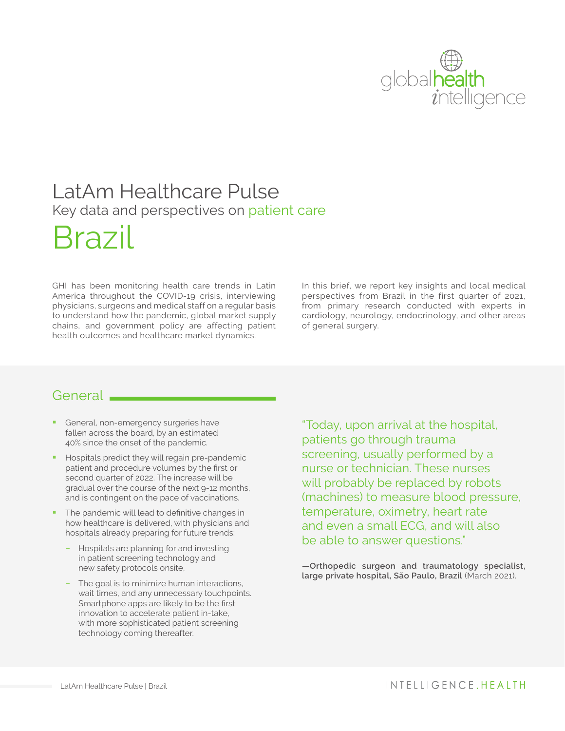# LatAm Healthcare Pulse

## Key data and perspectives on patient care

# Brazil

GHI has been monitoring health care trends in Latin America throughout the COVID-19 crisis, interviewing physicians, surgeons and medical staff on a regular basis to understand how the pandemic, global market supply chains, and government policy are affecting patient health outcomes and healthcare market dynamics.

In this brief, we report key insights and local medical perspectives from Brazil in the first quarter of 2021, from primary research conducted with experts in cardiology, neurology, endocrinology, and other areas of general surgery.

## General

- General, non-emergency surgeries have fallen across the board, by an estimated 40% since the onset of the pandemic.
- Hospitals predict they will regain pre-pandemic patient and procedure volumes by the first or second quarter of 2022. The increase will be gradual over the course of the next 9-12 months, and is contingent on the pace of vaccinations.
- The pandemic will lead to definitive changes in how healthcare is delivered, with physicians and hospitals already preparing for future trends:
  - Hospitals are planning for and investing in patient screening technology and new safety protocols onsite,
  - The goal is to minimize human interactions, wait times, and any unnecessary touchpoints. Smartphone apps are likely to be the first innovation to accelerate patient in-take, with more sophisticated patient screening technology coming thereafter.

"Today, upon arrival at the hospital, patients go through trauma screening, usually performed by a nurse or technician. These nurses will probably be replaced by robots (machines) to measure blood pressure, temperature, oximetry, heart rate and even a small ECG, and will also be able to answer questions."

**—Orthopedic surgeon and traumatology specialist, large private hospital, São Paulo, Brazil** (March 2021).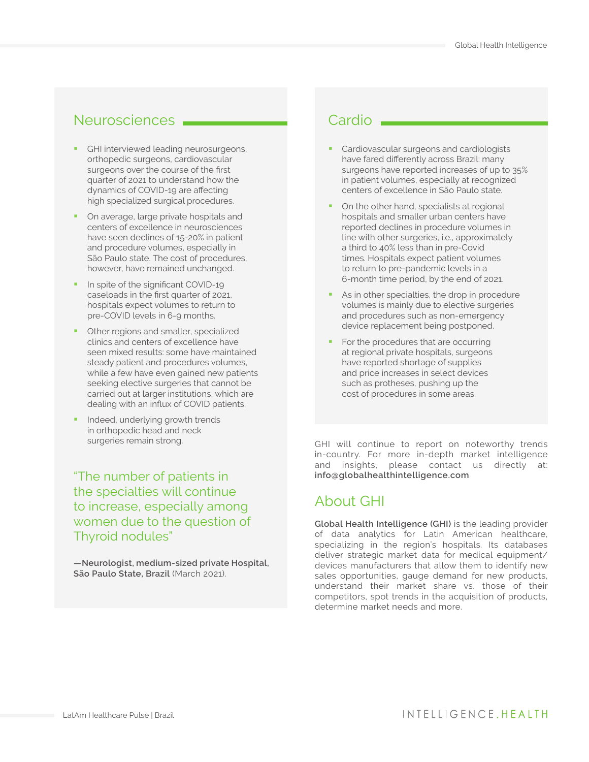## Neurosciences

- GHI interviewed leading neurosurgeons, orthopedic surgeons, cardiovascular surgeons over the course of the first quarter of 2021 to understand how the dynamics of COVID-19 are affecting high specialized surgical procedures.
- On average, large private hospitals and centers of excellence in neurosciences have seen declines of 15-20% in patient and procedure volumes, especially in São Paulo state. The cost of procedures, however, have remained unchanged.
- In spite of the significant COVID-19 caseloads in the first quarter of 2021, hospitals expect volumes to return to pre-COVID levels in 6-9 months.
- Other regions and smaller, specialized clinics and centers of excellence have seen mixed results: some have maintained steady patient and procedures volumes, while a few have even gained new patients seeking elective surgeries that cannot be carried out at larger institutions, which are dealing with an influx of COVID patients.
- Indeed, underlying growth trends in orthopedic head and neck surgeries remain strong.

> "The number of patients in the specialties will continue to increase, especially among women due to the question of Thyroid nodules"

**—Neurologist, medium-sized private Hospital, São Paulo State, Brazil** (March 2021).

## Cardio

- Cardiovascular surgeons and cardiologists have fared differently across Brazil: many surgeons have reported increases of up to 35% in patient volumes, especially at recognized centers of excellence in São Paulo state.
- On the other hand, specialists at regional hospitals and smaller urban centers have reported declines in procedure volumes in line with other surgeries, i.e., approximately a third to 40% less than in pre-Covid times. Hospitals expect patient volumes to return to pre-pandemic levels in a 6-month time period, by the end of 2021.
- As in other specialties, the drop in procedure volumes is mainly due to elective surgeries and procedures such as non-emergency device replacement being postponed.
- For the procedures that are occurring at regional private hospitals, surgeons have reported shortage of supplies and price increases in select devices such as protheses, pushing up the cost of procedures in some areas.

GHI will continue to report on noteworthy trends in-country. For more in-depth market intelligence and insights, please contact us directly at: **info@globalhealthintelligence.com**

## About GHI

**Global Health Intelligence (GHI)** is the leading provider of data analytics for Latin American healthcare, specializing in the region's hospitals. Its databases deliver strategic market data for medical equipment/devices manufacturers that allow them to identify new sales opportunities, gauge demand for new products, understand their market share vs. those of their competitors, spot trends in the acquisition of products, determine market needs and more.